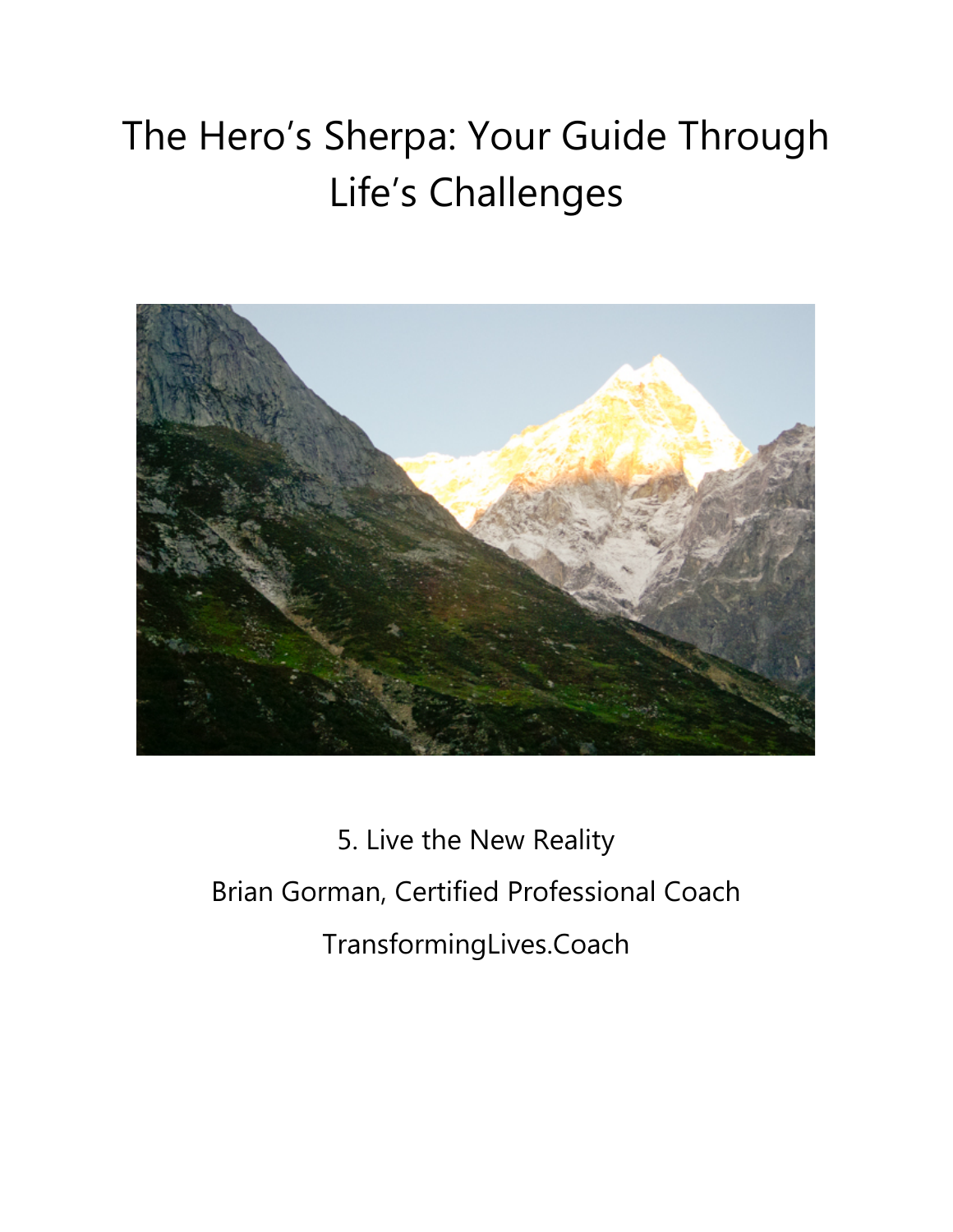# The Hero's Sherpa: Your Guide Through Life's Challenges

5. Live the New Reality

Brian Gorman, Certified Professional Coach

TransformingLives.Coach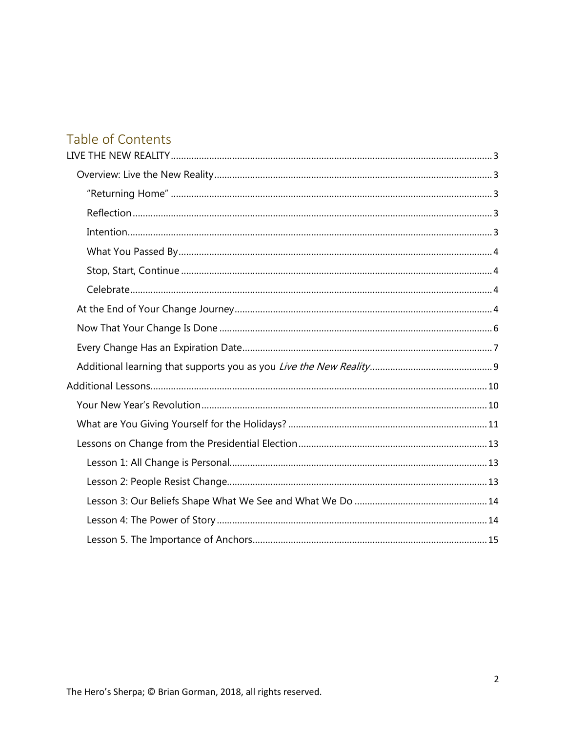## Table of Contents

LIVE THE NEW REALITY ........ 3

- Overview: Live the New Reality ........ 3
  - "Returning Home" ........ 3
  - Reflection ........ 3
  - Intention ........ 3
  - What You Passed By ........ 4
  - Stop, Start, Continue ........ 4
  - Celebrate ........ 4
- At the End of Your Change Journey ........ 4
- Now That Your Change Is Done ........ 6
- Every Change Has an Expiration Date ........ 7
- Additional learning that supports you as you *Live the New Reality* ........ 9

Additional Lessons ........ 10

- Your New Year's Revolution ........ 10
- What are You Giving Yourself for the Holidays? ........ 11
- Lessons on Change from the Presidential Election ........ 13
  - Lesson 1: All Change is Personal ........ 13
  - Lesson 2: People Resist Change ........ 13
  - Lesson 3: Our Beliefs Shape What We See and What We Do ........ 14
  - Lesson 4: The Power of Story ........ 14
  - Lesson 5. The Importance of Anchors ........ 15

The Hero's Sherpa; © Brian Gorman, 2018, all rights reserved.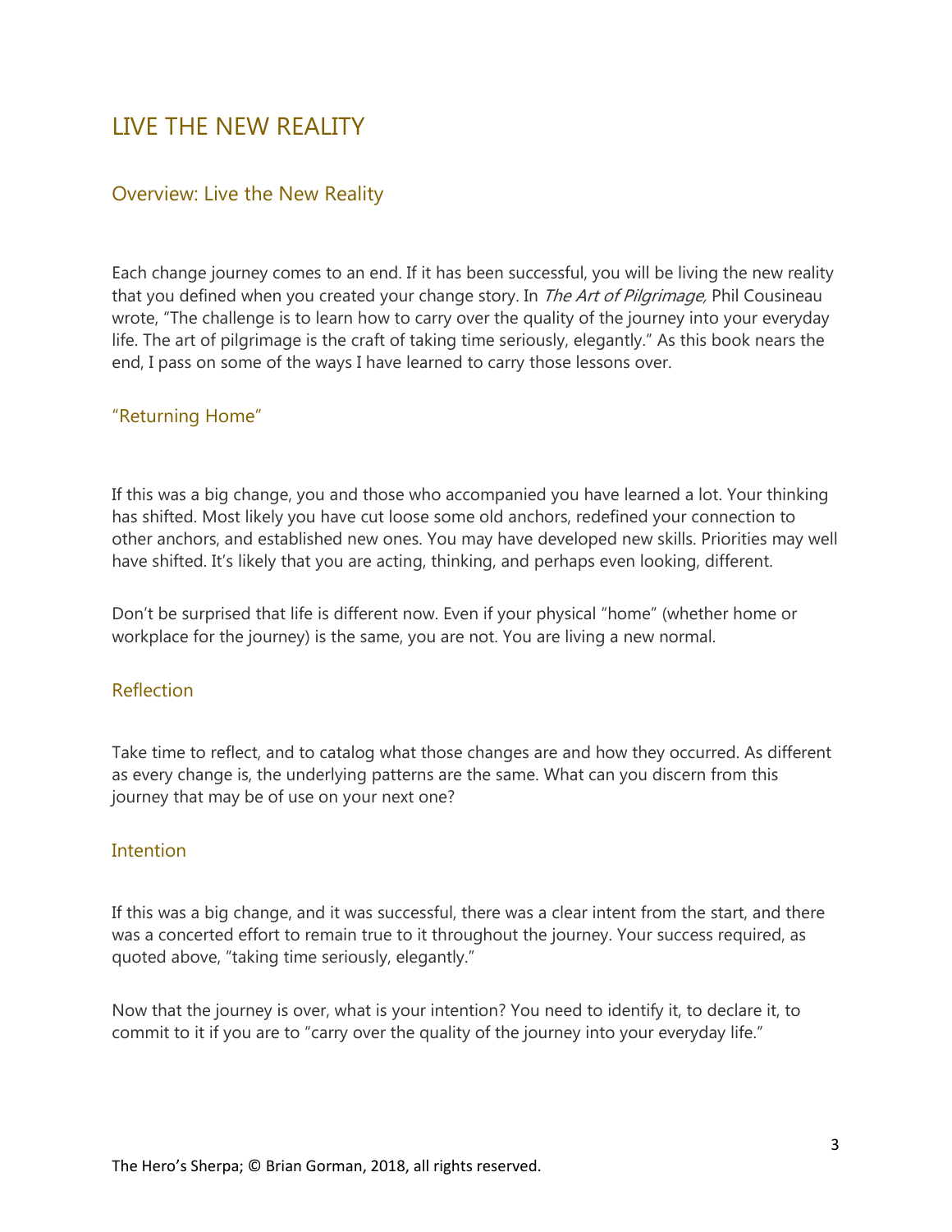# LIVE THE NEW REALITY

## Overview: Live the New Reality

Each change journey comes to an end. If it has been successful, you will be living the new reality that you defined when you created your change story. In *The Art of Pilgrimage,* Phil Cousineau wrote, "The challenge is to learn how to carry over the quality of the journey into your everyday life. The art of pilgrimage is the craft of taking time seriously, elegantly." As this book nears the end, I pass on some of the ways I have learned to carry those lessons over.

## "Returning Home"

If this was a big change, you and those who accompanied you have learned a lot. Your thinking has shifted. Most likely you have cut loose some old anchors, redefined your connection to other anchors, and established new ones. You may have developed new skills. Priorities may well have shifted. It's likely that you are acting, thinking, and perhaps even looking, different.

Don't be surprised that life is different now. Even if your physical "home" (whether home or workplace for the journey) is the same, you are not. You are living a new normal.

## Reflection

Take time to reflect, and to catalog what those changes are and how they occurred. As different as every change is, the underlying patterns are the same. What can you discern from this journey that may be of use on your next one?

## Intention

If this was a big change, and it was successful, there was a clear intent from the start, and there was a concerted effort to remain true to it throughout the journey. Your success required, as quoted above, "taking time seriously, elegantly."

Now that the journey is over, what is your intention? You need to identify it, to declare it, to commit to it if you are to "carry over the quality of the journey into your everyday life."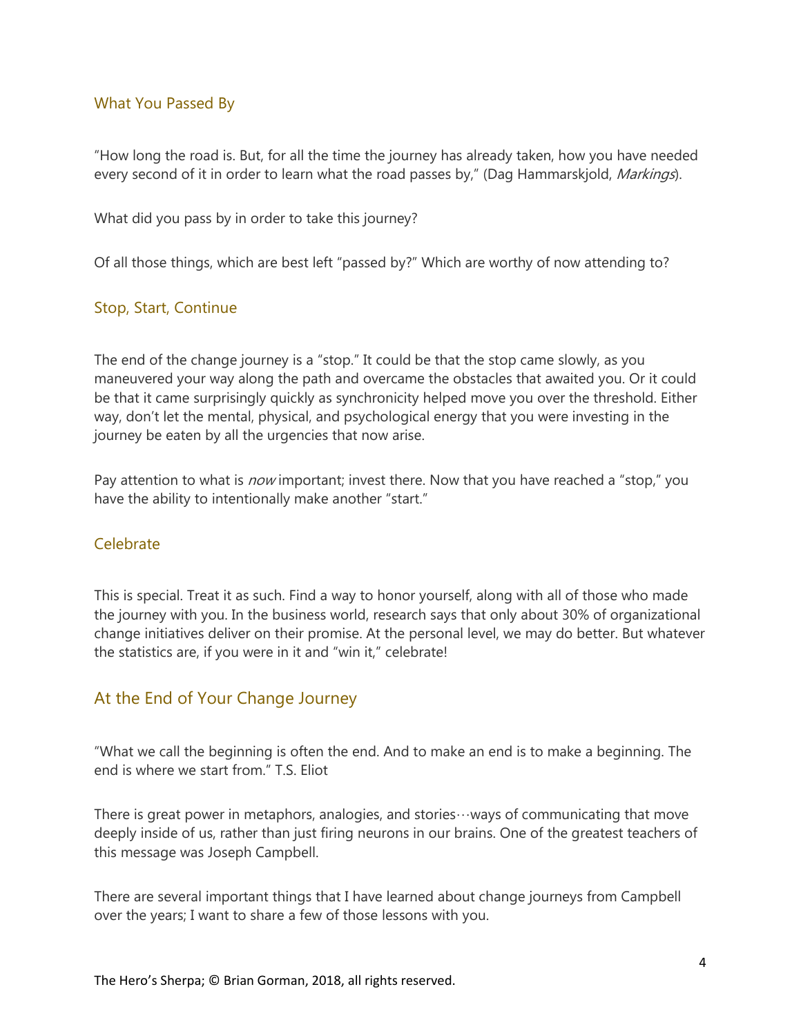### What You Passed By

"How long the road is. But, for all the time the journey has already taken, how you have needed every second of it in order to learn what the road passes by," (Dag Hammarskjold, *Markings*).

What did you pass by in order to take this journey?

Of all those things, which are best left "passed by?" Which are worthy of now attending to?

### Stop, Start, Continue

The end of the change journey is a "stop." It could be that the stop came slowly, as you maneuvered your way along the path and overcame the obstacles that awaited you. Or it could be that it came surprisingly quickly as synchronicity helped move you over the threshold. Either way, don't let the mental, physical, and psychological energy that you were investing in the journey be eaten by all the urgencies that now arise.

Pay attention to what is *now* important; invest there. Now that you have reached a "stop," you have the ability to intentionally make another "start."

### Celebrate

This is special. Treat it as such. Find a way to honor yourself, along with all of those who made the journey with you. In the business world, research says that only about 30% of organizational change initiatives deliver on their promise. At the personal level, we may do better. But whatever the statistics are, if you were in it and "win it," celebrate!

## At the End of Your Change Journey

"What we call the beginning is often the end. And to make an end is to make a beginning. The end is where we start from." T.S. Eliot

There is great power in metaphors, analogies, and stories…ways of communicating that move deeply inside of us, rather than just firing neurons in our brains. One of the greatest teachers of this message was Joseph Campbell.

There are several important things that I have learned about change journeys from Campbell over the years; I want to share a few of those lessons with you.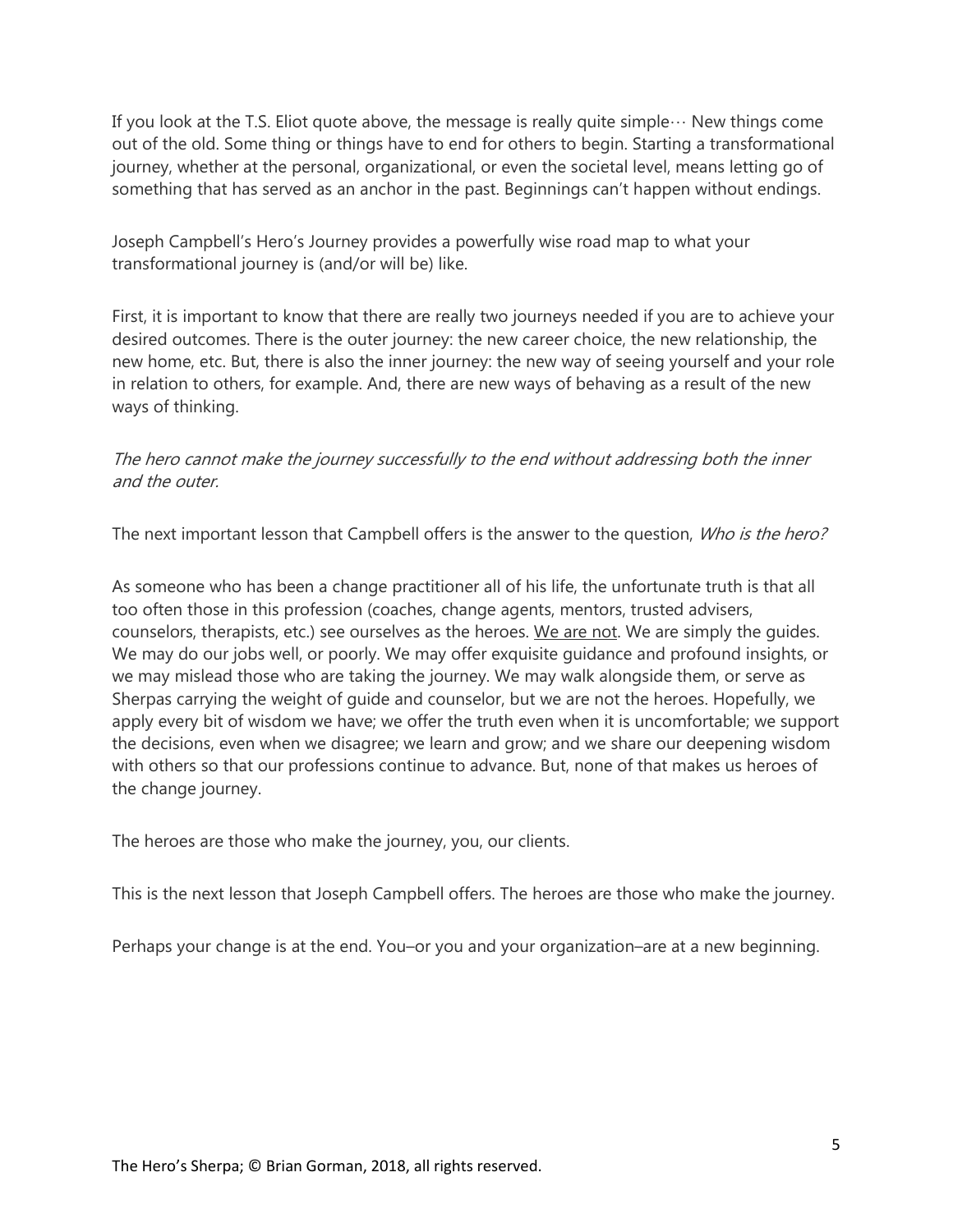If you look at the T.S. Eliot quote above, the message is really quite simple··· New things come out of the old. Some thing or things have to end for others to begin. Starting a transformational journey, whether at the personal, organizational, or even the societal level, means letting go of something that has served as an anchor in the past. Beginnings can't happen without endings.

Joseph Campbell's Hero's Journey provides a powerfully wise road map to what your transformational journey is (and/or will be) like.

First, it is important to know that there are really two journeys needed if you are to achieve your desired outcomes. There is the outer journey: the new career choice, the new relationship, the new home, etc. But, there is also the inner journey: the new way of seeing yourself and your role in relation to others, for example. And, there are new ways of behaving as a result of the new ways of thinking.

*The hero cannot make the journey successfully to the end without addressing both the inner and the outer.*

The next important lesson that Campbell offers is the answer to the question, *Who is the hero?*

As someone who has been a change practitioner all of his life, the unfortunate truth is that all too often those in this profession (coaches, change agents, mentors, trusted advisers, counselors, therapists, etc.) see ourselves as the heroes. <u>We are not</u>. We are simply the guides. We may do our jobs well, or poorly. We may offer exquisite guidance and profound insights, or we may mislead those who are taking the journey. We may walk alongside them, or serve as Sherpas carrying the weight of guide and counselor, but we are not the heroes. Hopefully, we apply every bit of wisdom we have; we offer the truth even when it is uncomfortable; we support the decisions, even when we disagree; we learn and grow; and we share our deepening wisdom with others so that our professions continue to advance. But, none of that makes us heroes of the change journey.

The heroes are those who make the journey, you, our clients.

This is the next lesson that Joseph Campbell offers. The heroes are those who make the journey.

Perhaps your change is at the end. You–or you and your organization–are at a new beginning.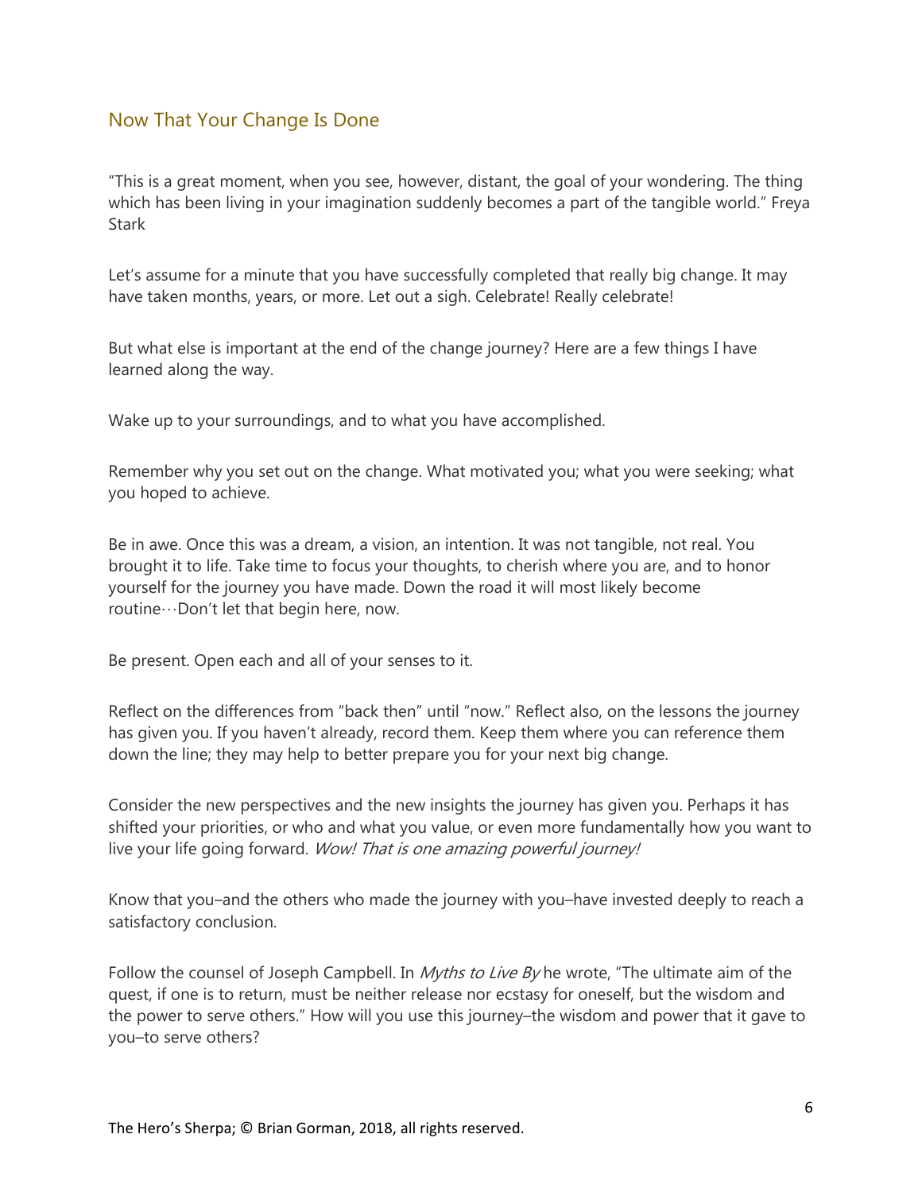## Now That Your Change Is Done

"This is a great moment, when you see, however, distant, the goal of your wondering. The thing which has been living in your imagination suddenly becomes a part of the tangible world." Freya Stark

Let's assume for a minute that you have successfully completed that really big change. It may have taken months, years, or more. Let out a sigh. Celebrate! Really celebrate!

But what else is important at the end of the change journey? Here are a few things I have learned along the way.

Wake up to your surroundings, and to what you have accomplished.

Remember why you set out on the change. What motivated you; what you were seeking; what you hoped to achieve.

Be in awe. Once this was a dream, a vision, an intention. It was not tangible, not real. You brought it to life. Take time to focus your thoughts, to cherish where you are, and to honor yourself for the journey you have made. Down the road it will most likely become routine…Don't let that begin here, now.

Be present. Open each and all of your senses to it.

Reflect on the differences from "back then" until "now." Reflect also, on the lessons the journey has given you. If you haven't already, record them. Keep them where you can reference them down the line; they may help to better prepare you for your next big change.

Consider the new perspectives and the new insights the journey has given you. Perhaps it has shifted your priorities, or who and what you value, or even more fundamentally how you want to live your life going forward. *Wow! That is one amazing powerful journey!*

Know that you–and the others who made the journey with you–have invested deeply to reach a satisfactory conclusion.

Follow the counsel of Joseph Campbell. In *Myths to Live By* he wrote, "The ultimate aim of the quest, if one is to return, must be neither release nor ecstasy for oneself, but the wisdom and the power to serve others." How will you use this journey–the wisdom and power that it gave to you–to serve others?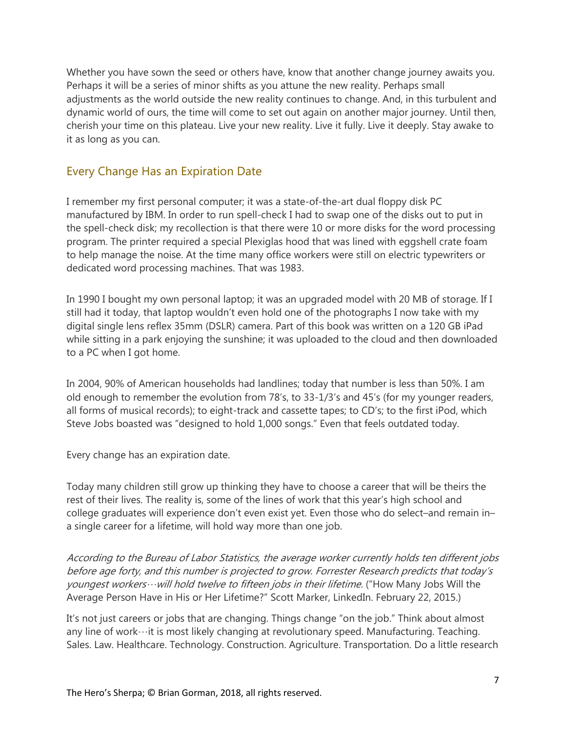Whether you have sown the seed or others have, know that another change journey awaits you. Perhaps it will be a series of minor shifts as you attune the new reality. Perhaps small adjustments as the world outside the new reality continues to change. And, in this turbulent and dynamic world of ours, the time will come to set out again on another major journey. Until then, cherish your time on this plateau. Live your new reality. Live it fully. Live it deeply. Stay awake to it as long as you can.

## Every Change Has an Expiration Date

I remember my first personal computer; it was a state-of-the-art dual floppy disk PC manufactured by IBM. In order to run spell-check I had to swap one of the disks out to put in the spell-check disk; my recollection is that there were 10 or more disks for the word processing program. The printer required a special Plexiglas hood that was lined with eggshell crate foam to help manage the noise. At the time many office workers were still on electric typewriters or dedicated word processing machines. That was 1983.

In 1990 I bought my own personal laptop; it was an upgraded model with 20 MB of storage. If I still had it today, that laptop wouldn't even hold one of the photographs I now take with my digital single lens reflex 35mm (DSLR) camera. Part of this book was written on a 120 GB iPad while sitting in a park enjoying the sunshine; it was uploaded to the cloud and then downloaded to a PC when I got home.

In 2004, 90% of American households had landlines; today that number is less than 50%. I am old enough to remember the evolution from 78's, to 33-1/3's and 45's (for my younger readers, all forms of musical records); to eight-track and cassette tapes; to CD's; to the first iPod, which Steve Jobs boasted was "designed to hold 1,000 songs." Even that feels outdated today.

Every change has an expiration date.

Today many children still grow up thinking they have to choose a career that will be theirs the rest of their lives. The reality is, some of the lines of work that this year's high school and college graduates will experience don't even exist yet. Even those who do select–and remain in–a single career for a lifetime, will hold way more than one job.

*According to the Bureau of Labor Statistics, the average worker currently holds ten different jobs before age forty, and this number is projected to grow. Forrester Research predicts that today's youngest workers…will hold twelve to fifteen jobs in their lifetime.* ("How Many Jobs Will the Average Person Have in His or Her Lifetime?" Scott Marker, LinkedIn. February 22, 2015.)

It's not just careers or jobs that are changing. Things change "on the job." Think about almost any line of work…it is most likely changing at revolutionary speed. Manufacturing. Teaching. Sales. Law. Healthcare. Technology. Construction. Agriculture. Transportation. Do a little research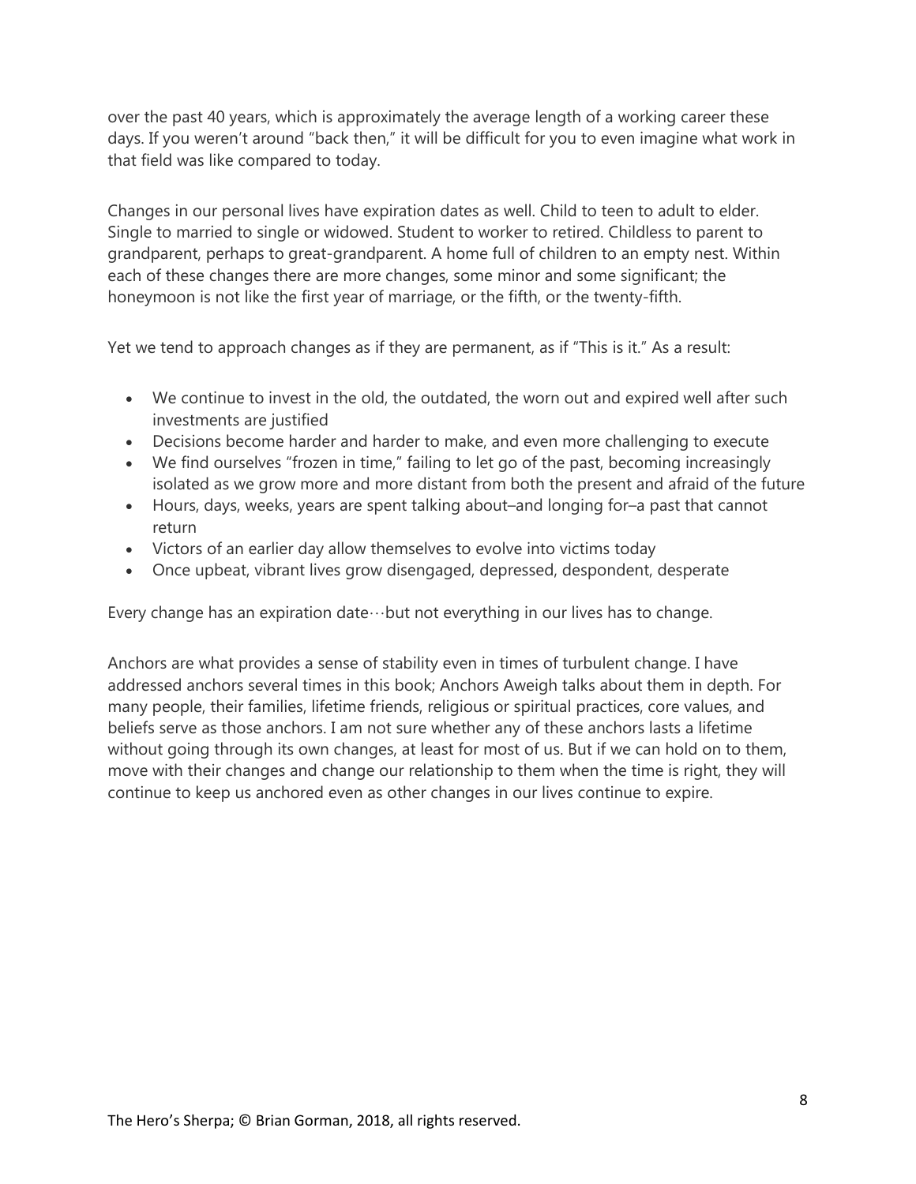over the past 40 years, which is approximately the average length of a working career these days. If you weren't around "back then," it will be difficult for you to even imagine what work in that field was like compared to today.

Changes in our personal lives have expiration dates as well. Child to teen to adult to elder. Single to married to single or widowed. Student to worker to retired. Childless to parent to grandparent, perhaps to great-grandparent. A home full of children to an empty nest. Within each of these changes there are more changes, some minor and some significant; the honeymoon is not like the first year of marriage, or the fifth, or the twenty-fifth.

Yet we tend to approach changes as if they are permanent, as if "This is it." As a result:

- We continue to invest in the old, the outdated, the worn out and expired well after such investments are justified
- Decisions become harder and harder to make, and even more challenging to execute
- We find ourselves "frozen in time," failing to let go of the past, becoming increasingly isolated as we grow more and more distant from both the present and afraid of the future
- Hours, days, weeks, years are spent talking about–and longing for–a past that cannot return
- Victors of an earlier day allow themselves to evolve into victims today
- Once upbeat, vibrant lives grow disengaged, depressed, despondent, desperate

Every change has an expiration date…but not everything in our lives has to change.

Anchors are what provides a sense of stability even in times of turbulent change. I have addressed anchors several times in this book; Anchors Aweigh talks about them in depth. For many people, their families, lifetime friends, religious or spiritual practices, core values, and beliefs serve as those anchors. I am not sure whether any of these anchors lasts a lifetime without going through its own changes, at least for most of us. But if we can hold on to them, move with their changes and change our relationship to them when the time is right, they will continue to keep us anchored even as other changes in our lives continue to expire.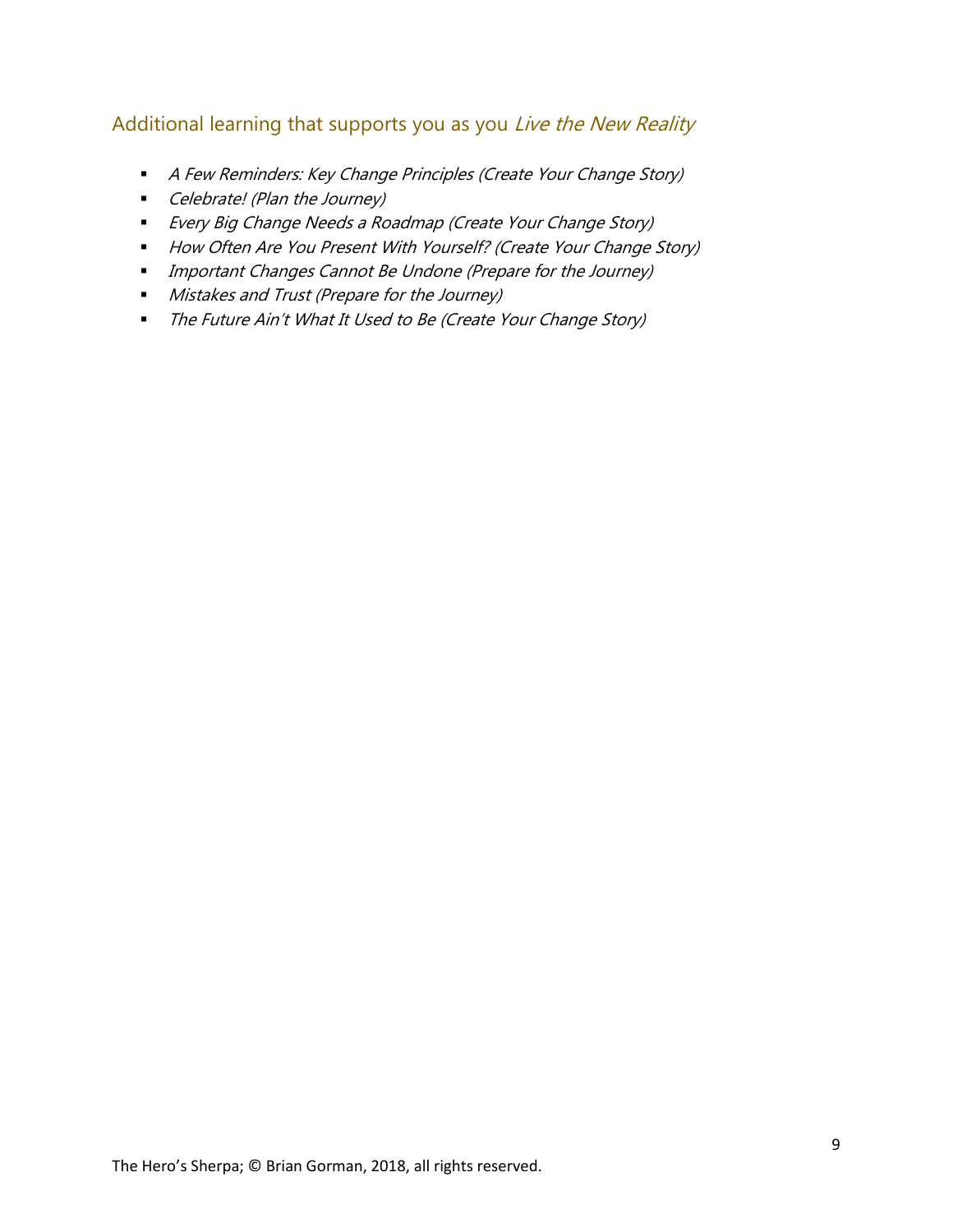## Additional learning that supports you as you *Live the New Reality*

- *A Few Reminders: Key Change Principles (Create Your Change Story)*
- *Celebrate! (Plan the Journey)*
- *Every Big Change Needs a Roadmap (Create Your Change Story)*
- *How Often Are You Present With Yourself? (Create Your Change Story)*
- *Important Changes Cannot Be Undone (Prepare for the Journey)*
- *Mistakes and Trust (Prepare for the Journey)*
- *The Future Ain't What It Used to Be (Create Your Change Story)*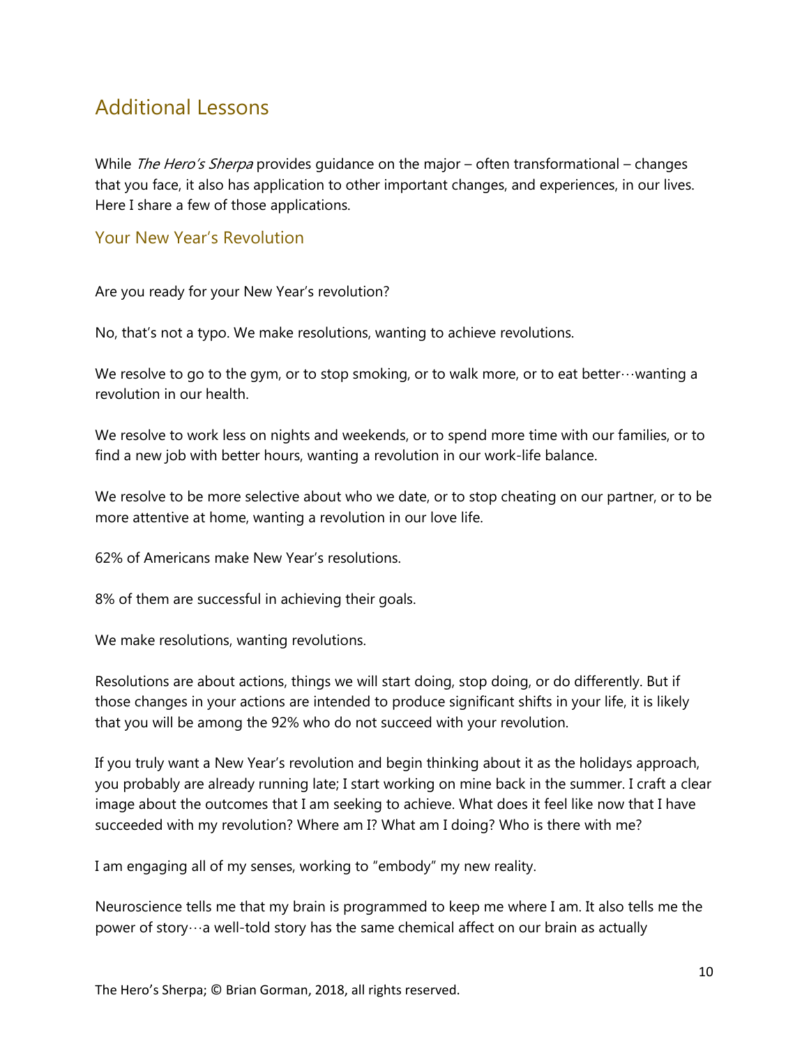## Additional Lessons

While *The Hero's Sherpa* provides guidance on the major – often transformational – changes that you face, it also has application to other important changes, and experiences, in our lives. Here I share a few of those applications.

### Your New Year's Revolution

Are you ready for your New Year's revolution?

No, that's not a typo. We make resolutions, wanting to achieve revolutions.

We resolve to go to the gym, or to stop smoking, or to walk more, or to eat better…wanting a revolution in our health.

We resolve to work less on nights and weekends, or to spend more time with our families, or to find a new job with better hours, wanting a revolution in our work-life balance.

We resolve to be more selective about who we date, or to stop cheating on our partner, or to be more attentive at home, wanting a revolution in our love life.

62% of Americans make New Year's resolutions.

8% of them are successful in achieving their goals.

We make resolutions, wanting revolutions.

Resolutions are about actions, things we will start doing, stop doing, or do differently. But if those changes in your actions are intended to produce significant shifts in your life, it is likely that you will be among the 92% who do not succeed with your revolution.

If you truly want a New Year's revolution and begin thinking about it as the holidays approach, you probably are already running late; I start working on mine back in the summer. I craft a clear image about the outcomes that I am seeking to achieve. What does it feel like now that I have succeeded with my revolution? Where am I? What am I doing? Who is there with me?

I am engaging all of my senses, working to "embody" my new reality.

Neuroscience tells me that my brain is programmed to keep me where I am. It also tells me the power of story…a well-told story has the same chemical affect on our brain as actually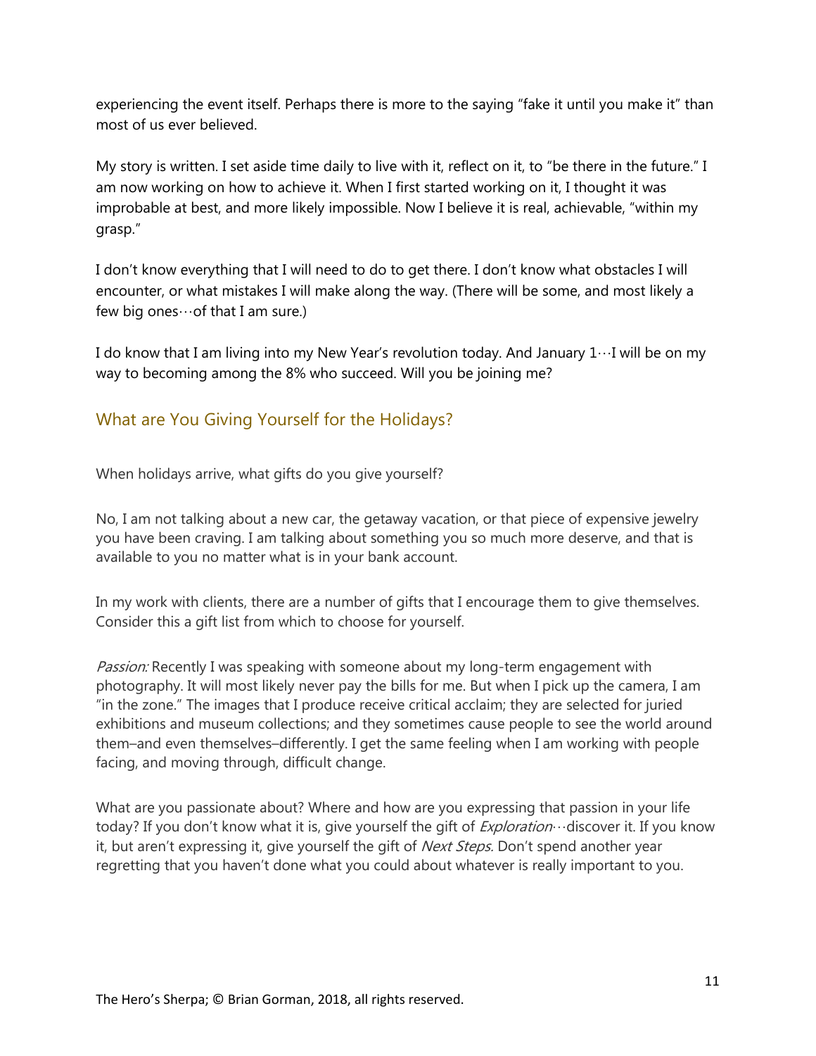experiencing the event itself. Perhaps there is more to the saying "fake it until you make it" than most of us ever believed.

My story is written. I set aside time daily to live with it, reflect on it, to "be there in the future." I am now working on how to achieve it. When I first started working on it, I thought it was improbable at best, and more likely impossible. Now I believe it is real, achievable, "within my grasp."

I don't know everything that I will need to do to get there. I don't know what obstacles I will encounter, or what mistakes I will make along the way. (There will be some, and most likely a few big ones…of that I am sure.)

I do know that I am living into my New Year's revolution today. And January 1…I will be on my way to becoming among the 8% who succeed. Will you be joining me?

## What are You Giving Yourself for the Holidays?

When holidays arrive, what gifts do you give yourself?

No, I am not talking about a new car, the getaway vacation, or that piece of expensive jewelry you have been craving. I am talking about something you so much more deserve, and that is available to you no matter what is in your bank account.

In my work with clients, there are a number of gifts that I encourage them to give themselves. Consider this a gift list from which to choose for yourself.

*Passion:* Recently I was speaking with someone about my long-term engagement with photography. It will most likely never pay the bills for me. But when I pick up the camera, I am "in the zone." The images that I produce receive critical acclaim; they are selected for juried exhibitions and museum collections; and they sometimes cause people to see the world around them–and even themselves–differently. I get the same feeling when I am working with people facing, and moving through, difficult change.

What are you passionate about? Where and how are you expressing that passion in your life today? If you don't know what it is, give yourself the gift of *Exploration*…discover it. If you know it, but aren't expressing it, give yourself the gift of *Next Steps*. Don't spend another year regretting that you haven't done what you could about whatever is really important to you.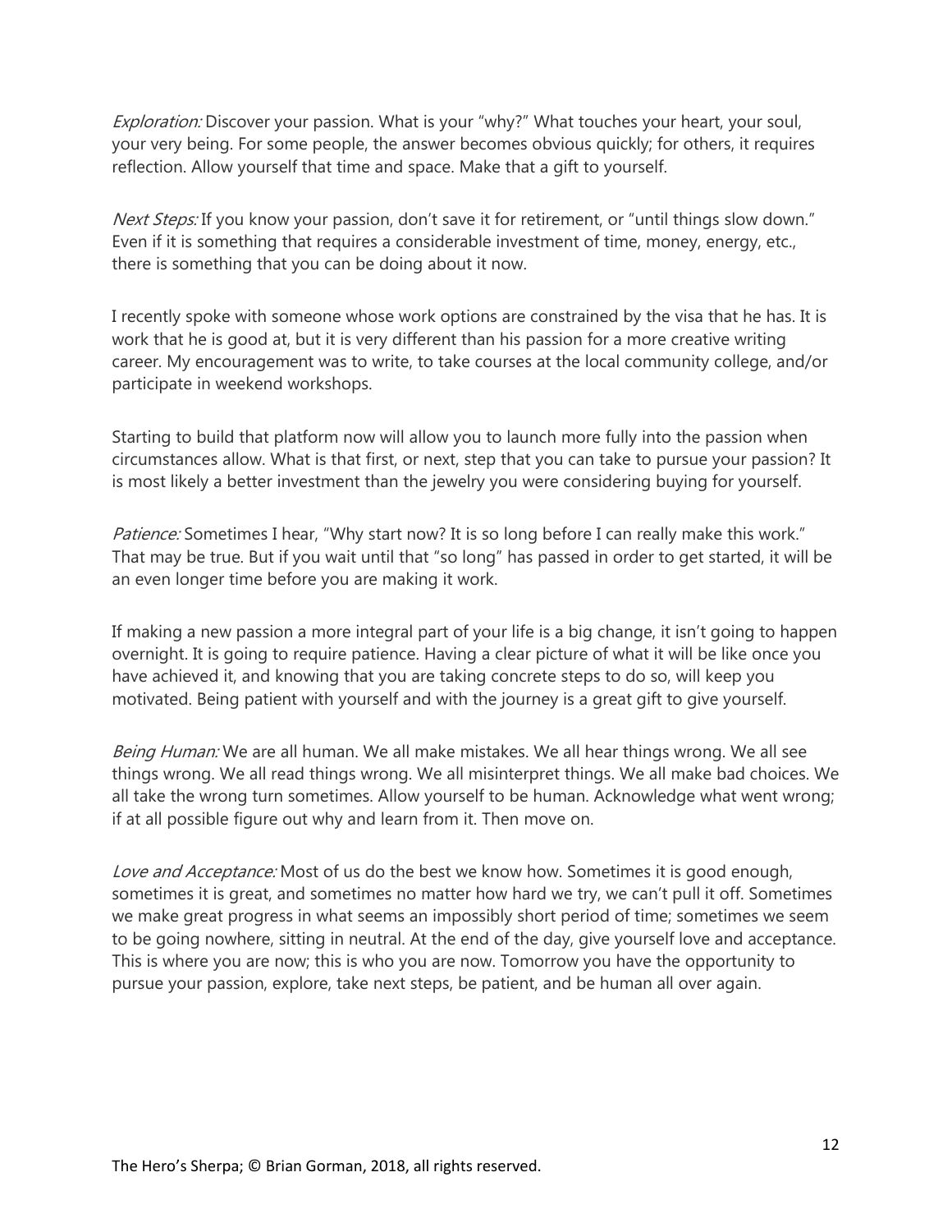*Exploration:* Discover your passion. What is your "why?" What touches your heart, your soul, your very being. For some people, the answer becomes obvious quickly; for others, it requires reflection. Allow yourself that time and space. Make that a gift to yourself.

*Next Steps:* If you know your passion, don't save it for retirement, or "until things slow down." Even if it is something that requires a considerable investment of time, money, energy, etc., there is something that you can be doing about it now.

I recently spoke with someone whose work options are constrained by the visa that he has. It is work that he is good at, but it is very different than his passion for a more creative writing career. My encouragement was to write, to take courses at the local community college, and/or participate in weekend workshops.

Starting to build that platform now will allow you to launch more fully into the passion when circumstances allow. What is that first, or next, step that you can take to pursue your passion? It is most likely a better investment than the jewelry you were considering buying for yourself.

*Patience:* Sometimes I hear, "Why start now? It is so long before I can really make this work." That may be true. But if you wait until that "so long" has passed in order to get started, it will be an even longer time before you are making it work.

If making a new passion a more integral part of your life is a big change, it isn't going to happen overnight. It is going to require patience. Having a clear picture of what it will be like once you have achieved it, and knowing that you are taking concrete steps to do so, will keep you motivated. Being patient with yourself and with the journey is a great gift to give yourself.

*Being Human:* We are all human. We all make mistakes. We all hear things wrong. We all see things wrong. We all read things wrong. We all misinterpret things. We all make bad choices. We all take the wrong turn sometimes. Allow yourself to be human. Acknowledge what went wrong; if at all possible figure out why and learn from it. Then move on.

*Love and Acceptance:* Most of us do the best we know how. Sometimes it is good enough, sometimes it is great, and sometimes no matter how hard we try, we can't pull it off. Sometimes we make great progress in what seems an impossibly short period of time; sometimes we seem to be going nowhere, sitting in neutral. At the end of the day, give yourself love and acceptance. This is where you are now; this is who you are now. Tomorrow you have the opportunity to pursue your passion, explore, take next steps, be patient, and be human all over again.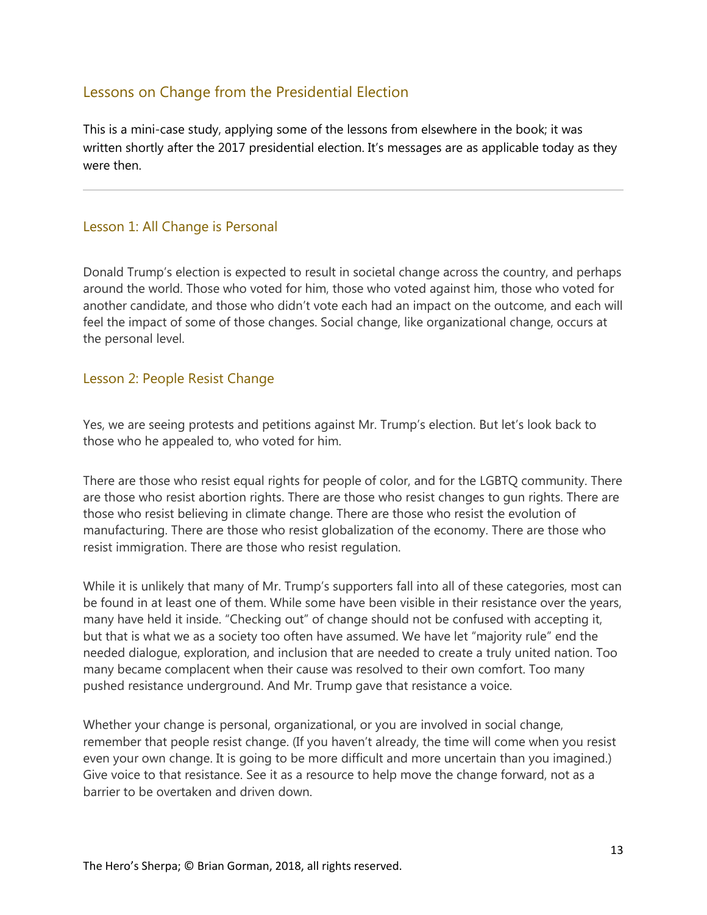## Lessons on Change from the Presidential Election

This is a mini-case study, applying some of the lessons from elsewhere in the book; it was written shortly after the 2017 presidential election. It's messages are as applicable today as they were then.

---

### Lesson 1: All Change is Personal

Donald Trump's election is expected to result in societal change across the country, and perhaps around the world. Those who voted for him, those who voted against him, those who voted for another candidate, and those who didn't vote each had an impact on the outcome, and each will feel the impact of some of those changes. Social change, like organizational change, occurs at the personal level.

### Lesson 2: People Resist Change

Yes, we are seeing protests and petitions against Mr. Trump's election. But let's look back to those who he appealed to, who voted for him.

There are those who resist equal rights for people of color, and for the LGBTQ community. There are those who resist abortion rights. There are those who resist changes to gun rights. There are those who resist believing in climate change. There are those who resist the evolution of manufacturing. There are those who resist globalization of the economy. There are those who resist immigration. There are those who resist regulation.

While it is unlikely that many of Mr. Trump's supporters fall into all of these categories, most can be found in at least one of them. While some have been visible in their resistance over the years, many have held it inside. "Checking out" of change should not be confused with accepting it, but that is what we as a society too often have assumed. We have let "majority rule" end the needed dialogue, exploration, and inclusion that are needed to create a truly united nation. Too many became complacent when their cause was resolved to their own comfort. Too many pushed resistance underground. And Mr. Trump gave that resistance a voice.

Whether your change is personal, organizational, or you are involved in social change, remember that people resist change. (If you haven't already, the time will come when you resist even your own change. It is going to be more difficult and more uncertain than you imagined.) Give voice to that resistance. See it as a resource to help move the change forward, not as a barrier to be overtaken and driven down.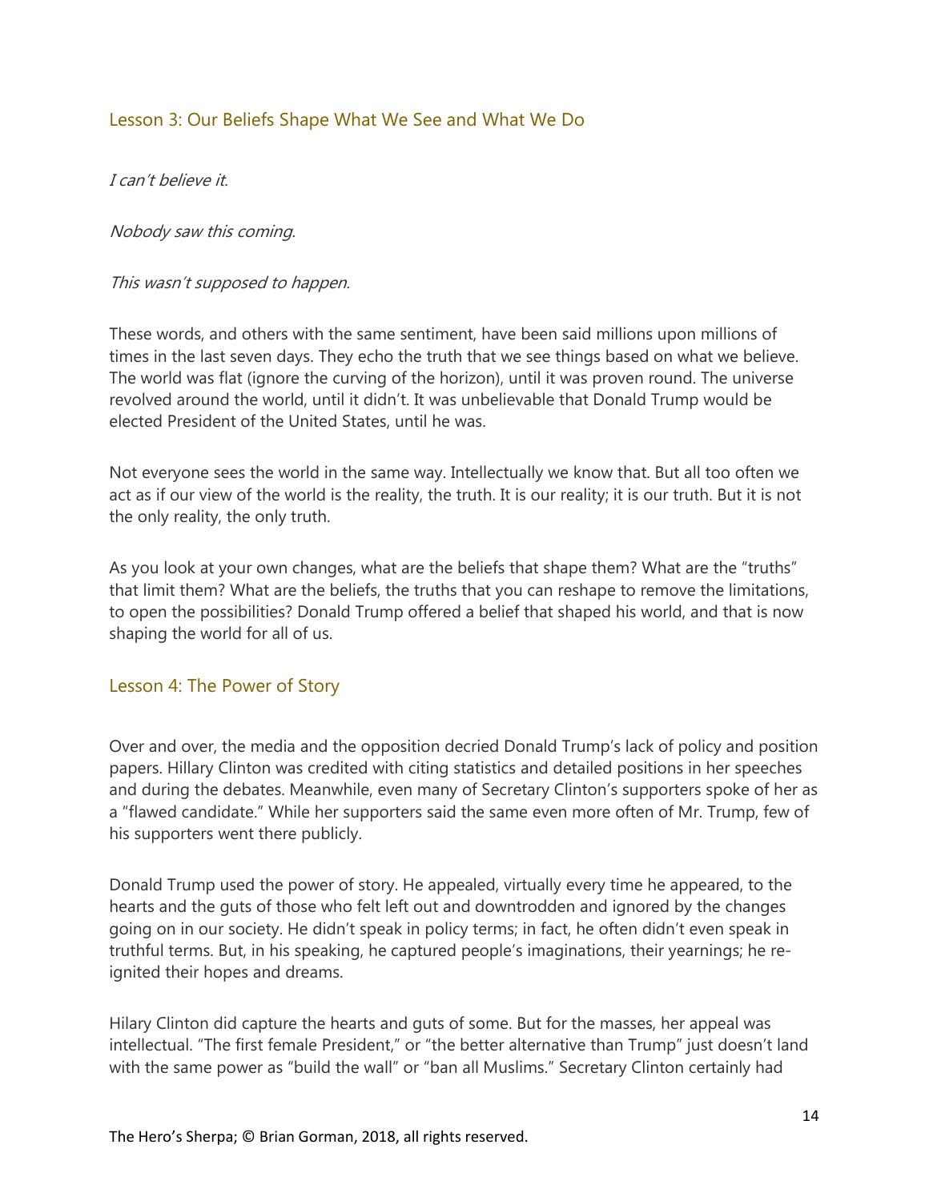## Lesson 3: Our Beliefs Shape What We See and What We Do

*I can't believe it.*

*Nobody saw this coming.*

*This wasn't supposed to happen.*

These words, and others with the same sentiment, have been said millions upon millions of times in the last seven days. They echo the truth that we see things based on what we believe. The world was flat (ignore the curving of the horizon), until it was proven round. The universe revolved around the world, until it didn't. It was unbelievable that Donald Trump would be elected President of the United States, until he was.

Not everyone sees the world in the same way. Intellectually we know that. But all too often we act as if our view of the world is the reality, the truth. It is our reality; it is our truth. But it is not the only reality, the only truth.

As you look at your own changes, what are the beliefs that shape them? What are the "truths" that limit them? What are the beliefs, the truths that you can reshape to remove the limitations, to open the possibilities? Donald Trump offered a belief that shaped his world, and that is now shaping the world for all of us.

## Lesson 4: The Power of Story

Over and over, the media and the opposition decried Donald Trump's lack of policy and position papers. Hillary Clinton was credited with citing statistics and detailed positions in her speeches and during the debates. Meanwhile, even many of Secretary Clinton's supporters spoke of her as a "flawed candidate." While her supporters said the same even more often of Mr. Trump, few of his supporters went there publicly.

Donald Trump used the power of story. He appealed, virtually every time he appeared, to the hearts and the guts of those who felt left out and downtrodden and ignored by the changes going on in our society. He didn't speak in policy terms; in fact, he often didn't even speak in truthful terms. But, in his speaking, he captured people's imaginations, their yearnings; he re-ignited their hopes and dreams.

Hilary Clinton did capture the hearts and guts of some. But for the masses, her appeal was intellectual. "The first female President," or "the better alternative than Trump" just doesn't land with the same power as "build the wall" or "ban all Muslims." Secretary Clinton certainly had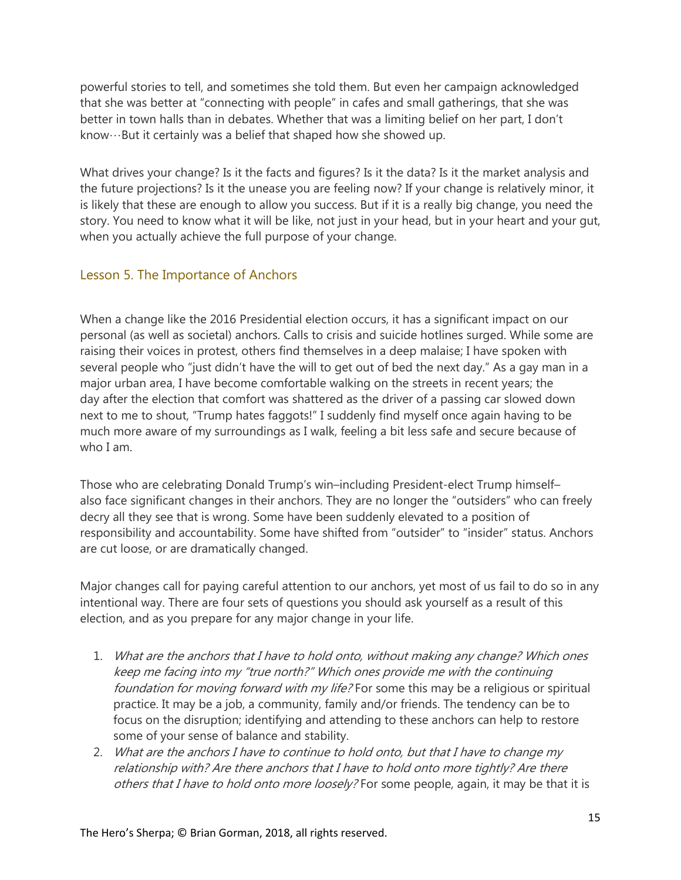powerful stories to tell, and sometimes she told them. But even her campaign acknowledged that she was better at "connecting with people" in cafes and small gatherings, that she was better in town halls than in debates. Whether that was a limiting belief on her part, I don't know…But it certainly was a belief that shaped how she showed up.

What drives your change? Is it the facts and figures? Is it the data? Is it the market analysis and the future projections? Is it the unease you are feeling now? If your change is relatively minor, it is likely that these are enough to allow you success. But if it is a really big change, you need the story. You need to know what it will be like, not just in your head, but in your heart and your gut, when you actually achieve the full purpose of your change.

## Lesson 5. The Importance of Anchors

When a change like the 2016 Presidential election occurs, it has a significant impact on our personal (as well as societal) anchors. Calls to crisis and suicide hotlines surged. While some are raising their voices in protest, others find themselves in a deep malaise; I have spoken with several people who "just didn't have the will to get out of bed the next day." As a gay man in a major urban area, I have become comfortable walking on the streets in recent years; the day after the election that comfort was shattered as the driver of a passing car slowed down next to me to shout, "Trump hates faggots!" I suddenly find myself once again having to be much more aware of my surroundings as I walk, feeling a bit less safe and secure because of who I am.

Those who are celebrating Donald Trump's win–including President-elect Trump himself–also face significant changes in their anchors. They are no longer the "outsiders" who can freely decry all they see that is wrong. Some have been suddenly elevated to a position of responsibility and accountability. Some have shifted from "outsider" to "insider" status. Anchors are cut loose, or are dramatically changed.

Major changes call for paying careful attention to our anchors, yet most of us fail to do so in any intentional way. There are four sets of questions you should ask yourself as a result of this election, and as you prepare for any major change in your life.

1. *What are the anchors that I have to hold onto, without making any change? Which ones keep me facing into my "true north?" Which ones provide me with the continuing foundation for moving forward with my life?* For some this may be a religious or spiritual practice. It may be a job, a community, family and/or friends. The tendency can be to focus on the disruption; identifying and attending to these anchors can help to restore some of your sense of balance and stability.
2. *What are the anchors I have to continue to hold onto, but that I have to change my relationship with? Are there anchors that I have to hold onto more tightly? Are there others that I have to hold onto more loosely?* For some people, again, it may be that it is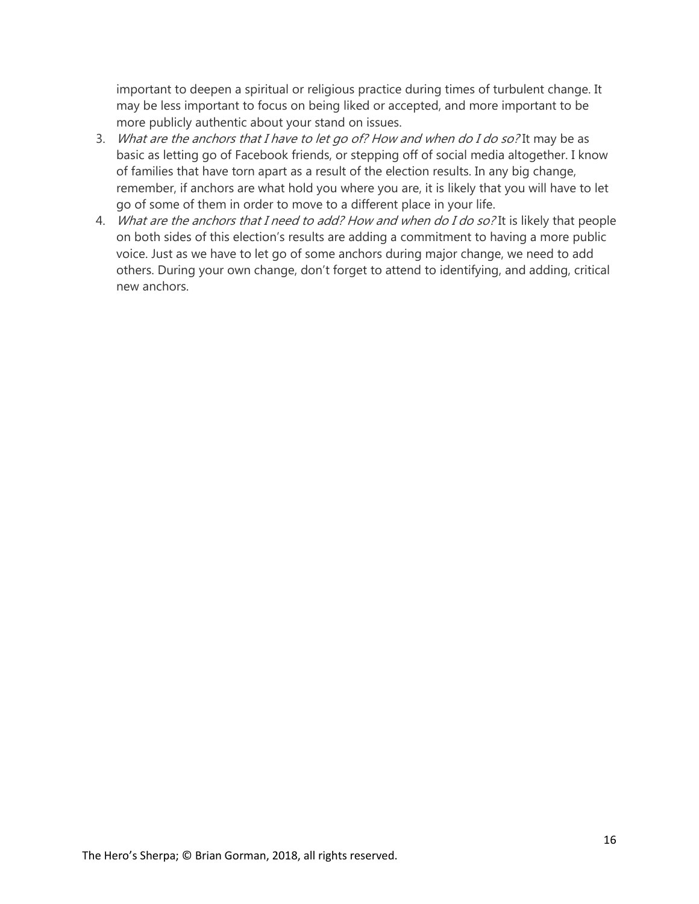important to deepen a spiritual or religious practice during times of turbulent change. It may be less important to focus on being liked or accepted, and more important to be more publicly authentic about your stand on issues.

3. *What are the anchors that I have to let go of? How and when do I do so?* It may be as basic as letting go of Facebook friends, or stepping off of social media altogether. I know of families that have torn apart as a result of the election results. In any big change, remember, if anchors are what hold you where you are, it is likely that you will have to let go of some of them in order to move to a different place in your life.
4. *What are the anchors that I need to add? How and when do I do so?* It is likely that people on both sides of this election's results are adding a commitment to having a more public voice. Just as we have to let go of some anchors during major change, we need to add others. During your own change, don't forget to attend to identifying, and adding, critical new anchors.